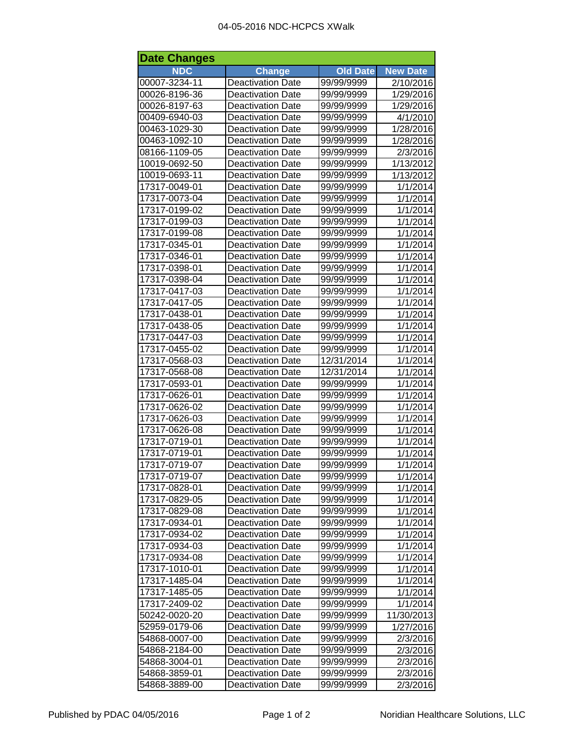# 04-05-2016 NDC-HCPCS XWalk

## Date Changes

| NDC | Change | Old Date | New Date |
|---|---|---|---|
| 00007-3234-11 | Deactivation Date | 99/99/9999 | 2/10/2016 |
| 00026-8196-36 | Deactivation Date | 99/99/9999 | 1/29/2016 |
| 00026-8197-63 | Deactivation Date | 99/99/9999 | 1/29/2016 |
| 00409-6940-03 | Deactivation Date | 99/99/9999 | 4/1/2010 |
| 00463-1029-30 | Deactivation Date | 99/99/9999 | 1/28/2016 |
| 00463-1092-10 | Deactivation Date | 99/99/9999 | 1/28/2016 |
| 08166-1109-05 | Deactivation Date | 99/99/9999 | 2/3/2016 |
| 10019-0692-50 | Deactivation Date | 99/99/9999 | 1/13/2012 |
| 10019-0693-11 | Deactivation Date | 99/99/9999 | 1/13/2012 |
| 17317-0049-01 | Deactivation Date | 99/99/9999 | 1/1/2014 |
| 17317-0073-04 | Deactivation Date | 99/99/9999 | 1/1/2014 |
| 17317-0199-02 | Deactivation Date | 99/99/9999 | 1/1/2014 |
| 17317-0199-03 | Deactivation Date | 99/99/9999 | 1/1/2014 |
| 17317-0199-08 | Deactivation Date | 99/99/9999 | 1/1/2014 |
| 17317-0345-01 | Deactivation Date | 99/99/9999 | 1/1/2014 |
| 17317-0346-01 | Deactivation Date | 99/99/9999 | 1/1/2014 |
| 17317-0398-01 | Deactivation Date | 99/99/9999 | 1/1/2014 |
| 17317-0398-04 | Deactivation Date | 99/99/9999 | 1/1/2014 |
| 17317-0417-03 | Deactivation Date | 99/99/9999 | 1/1/2014 |
| 17317-0417-05 | Deactivation Date | 99/99/9999 | 1/1/2014 |
| 17317-0438-01 | Deactivation Date | 99/99/9999 | 1/1/2014 |
| 17317-0438-05 | Deactivation Date | 99/99/9999 | 1/1/2014 |
| 17317-0447-03 | Deactivation Date | 99/99/9999 | 1/1/2014 |
| 17317-0455-02 | Deactivation Date | 99/99/9999 | 1/1/2014 |
| 17317-0568-03 | Deactivation Date | 12/31/2014 | 1/1/2014 |
| 17317-0568-08 | Deactivation Date | 12/31/2014 | 1/1/2014 |
| 17317-0593-01 | Deactivation Date | 99/99/9999 | 1/1/2014 |
| 17317-0626-01 | Deactivation Date | 99/99/9999 | 1/1/2014 |
| 17317-0626-02 | Deactivation Date | 99/99/9999 | 1/1/2014 |
| 17317-0626-03 | Deactivation Date | 99/99/9999 | 1/1/2014 |
| 17317-0626-08 | Deactivation Date | 99/99/9999 | 1/1/2014 |
| 17317-0719-01 | Deactivation Date | 99/99/9999 | 1/1/2014 |
| 17317-0719-01 | Deactivation Date | 99/99/9999 | 1/1/2014 |
| 17317-0719-07 | Deactivation Date | 99/99/9999 | 1/1/2014 |
| 17317-0719-07 | Deactivation Date | 99/99/9999 | 1/1/2014 |
| 17317-0828-01 | Deactivation Date | 99/99/9999 | 1/1/2014 |
| 17317-0829-05 | Deactivation Date | 99/99/9999 | 1/1/2014 |
| 17317-0829-08 | Deactivation Date | 99/99/9999 | 1/1/2014 |
| 17317-0934-01 | Deactivation Date | 99/99/9999 | 1/1/2014 |
| 17317-0934-02 | Deactivation Date | 99/99/9999 | 1/1/2014 |
| 17317-0934-03 | Deactivation Date | 99/99/9999 | 1/1/2014 |
| 17317-0934-08 | Deactivation Date | 99/99/9999 | 1/1/2014 |
| 17317-1010-01 | Deactivation Date | 99/99/9999 | 1/1/2014 |
| 17317-1485-04 | Deactivation Date | 99/99/9999 | 1/1/2014 |
| 17317-1485-05 | Deactivation Date | 99/99/9999 | 1/1/2014 |
| 17317-2409-02 | Deactivation Date | 99/99/9999 | 1/1/2014 |
| 50242-0020-20 | Deactivation Date | 99/99/9999 | 11/30/2013 |
| 52959-0179-06 | Deactivation Date | 99/99/9999 | 1/27/2016 |
| 54868-0007-00 | Deactivation Date | 99/99/9999 | 2/3/2016 |
| 54868-2184-00 | Deactivation Date | 99/99/9999 | 2/3/2016 |
| 54868-3004-01 | Deactivation Date | 99/99/9999 | 2/3/2016 |
| 54868-3859-01 | Deactivation Date | 99/99/9999 | 2/3/2016 |
| 54868-3889-00 | Deactivation Date | 99/99/9999 | 2/3/2016 |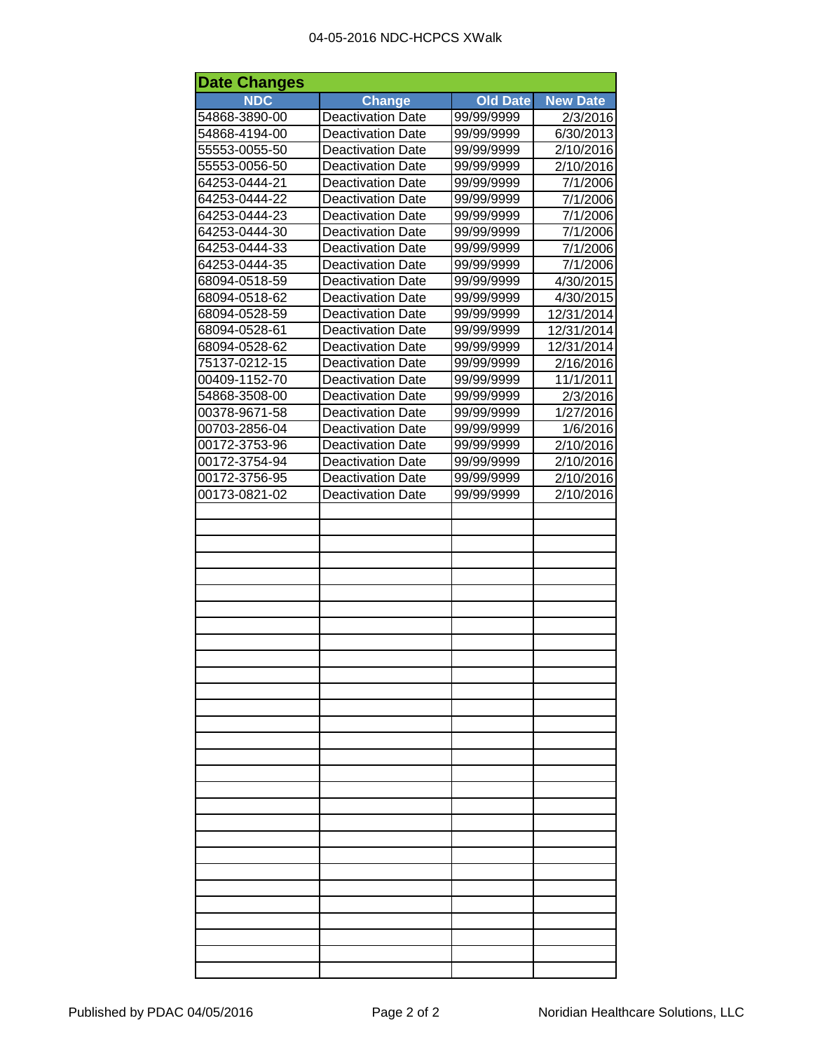## Date Changes

| NDC | Change | Old Date | New Date |
|---|---|---|---|
| 54868-3890-00 | Deactivation Date | 99/99/9999 | 2/3/2016 |
| 54868-4194-00 | Deactivation Date | 99/99/9999 | 6/30/2013 |
| 55553-0055-50 | Deactivation Date | 99/99/9999 | 2/10/2016 |
| 55553-0056-50 | Deactivation Date | 99/99/9999 | 2/10/2016 |
| 64253-0444-21 | Deactivation Date | 99/99/9999 | 7/1/2006 |
| 64253-0444-22 | Deactivation Date | 99/99/9999 | 7/1/2006 |
| 64253-0444-23 | Deactivation Date | 99/99/9999 | 7/1/2006 |
| 64253-0444-30 | Deactivation Date | 99/99/9999 | 7/1/2006 |
| 64253-0444-33 | Deactivation Date | 99/99/9999 | 7/1/2006 |
| 64253-0444-35 | Deactivation Date | 99/99/9999 | 7/1/2006 |
| 68094-0518-59 | Deactivation Date | 99/99/9999 | 4/30/2015 |
| 68094-0518-62 | Deactivation Date | 99/99/9999 | 4/30/2015 |
| 68094-0528-59 | Deactivation Date | 99/99/9999 | 12/31/2014 |
| 68094-0528-61 | Deactivation Date | 99/99/9999 | 12/31/2014 |
| 68094-0528-62 | Deactivation Date | 99/99/9999 | 12/31/2014 |
| 75137-0212-15 | Deactivation Date | 99/99/9999 | 2/16/2016 |
| 00409-1152-70 | Deactivation Date | 99/99/9999 | 11/1/2011 |
| 54868-3508-00 | Deactivation Date | 99/99/9999 | 2/3/2016 |
| 00378-9671-58 | Deactivation Date | 99/99/9999 | 1/27/2016 |
| 00703-2856-04 | Deactivation Date | 99/99/9999 | 1/6/2016 |
| 00172-3753-96 | Deactivation Date | 99/99/9999 | 2/10/2016 |
| 00172-3754-94 | Deactivation Date | 99/99/9999 | 2/10/2016 |
| 00172-3756-95 | Deactivation Date | 99/99/9999 | 2/10/2016 |
| 00173-0821-02 | Deactivation Date | 99/99/9999 | 2/10/2016 |